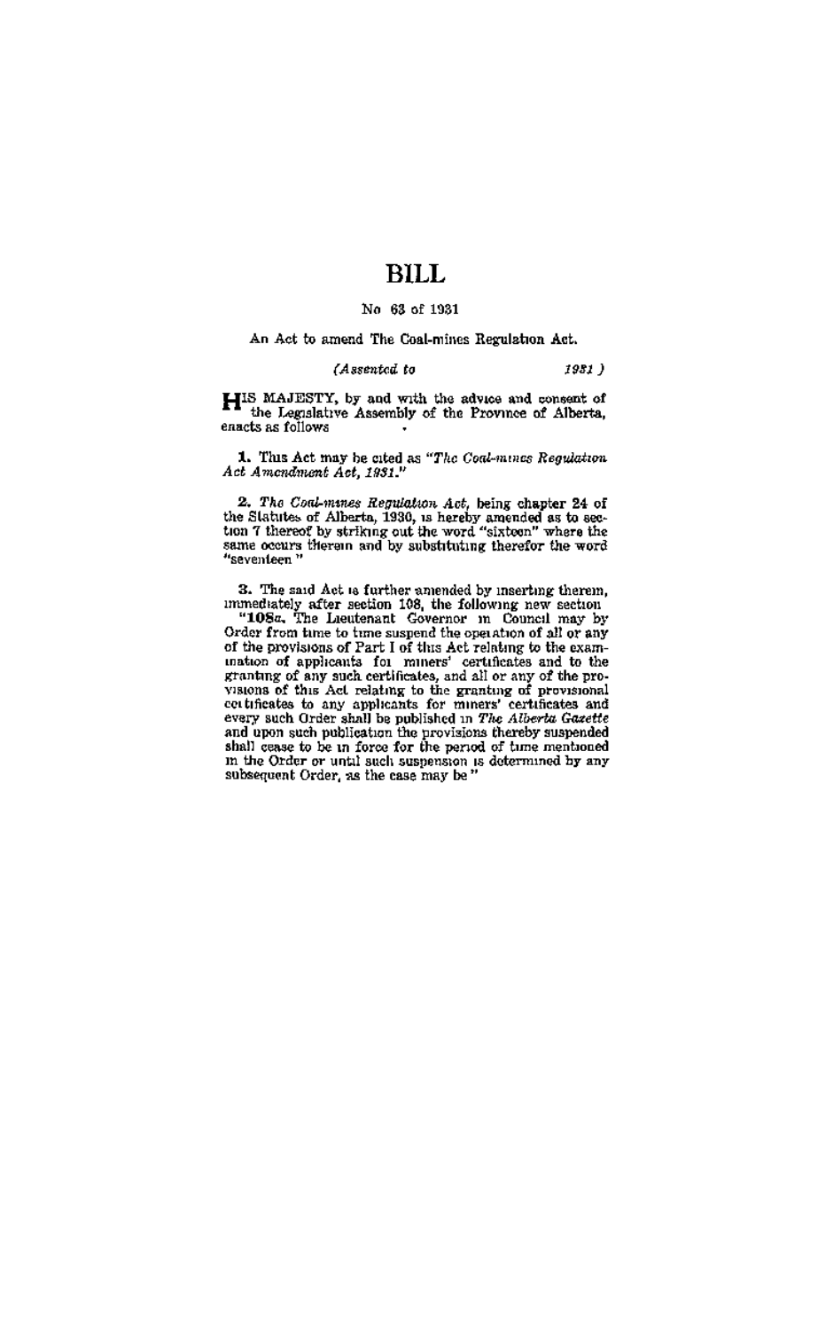# BILL

No 63 of 1931

An Act to amend The Coal-mines Regulation Act.

*(Assented to 1931)*

HIS MAJESTY, by and with the advice and consent of the Legislative Assembly of the Province of Alberta, enacts as follows

**1.** This Act may be cited as *"The Coal-mines Regulation Act Amendment Act, 1931."*

**2.** *The Coal-mines Regulation Act*, being chapter 24 of the Statutes of Alberta, 1930, is hereby amended as to section 7 thereof by striking out the word "sixteen" where the same occurs therein and by substituting therefor the word "seventeen"

**3.** The said Act is further amended by inserting therein, immediately after section 108, the following new section

"**108a.** The Lieutenant Governor in Council may by Order from time to time suspend the operation of all or any of the provisions of Part I of this Act relating to the examination of applicants for miners' certificates and to the granting of any such certificates, and all or any of the provisions of this Act relating to the granting of provisional certificates to any applicants for miners' certificates and every such Order shall be published in *The Alberta Gazette* and upon such publication the provisions thereby suspended shall cease to be in force for the period of time mentioned in the Order or until such suspension is determined by any subsequent Order, as the case may be"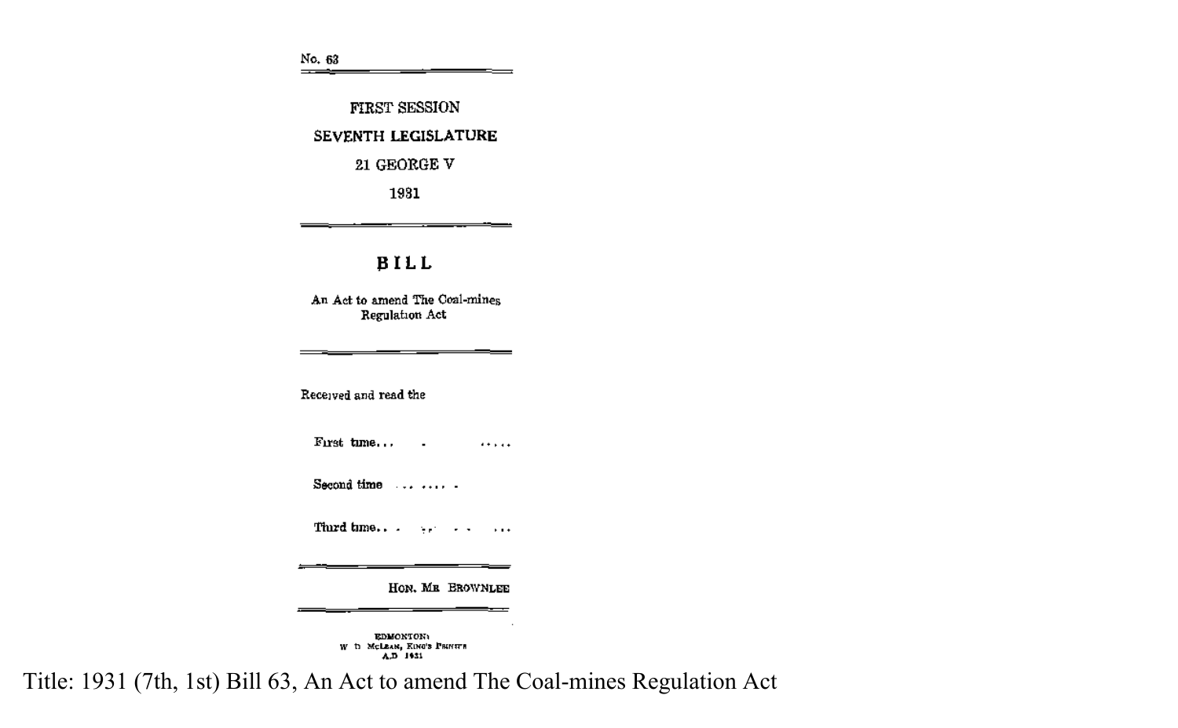No. 63

FIRST SESSION

SEVENTH LEGISLATURE

21 GEORGE V

1931

# BILL

An Act to amend The Coal-mines Regulation Act

Received and read the

First time...

Second time...

Third time...

HON. MR BROWNLEE

EDMONTON:
W. D. McLEAN, KING'S PRINTER
A.D. 1931

Title: 1931 (7th, 1st) Bill 63, An Act to amend The Coal-mines Regulation Act